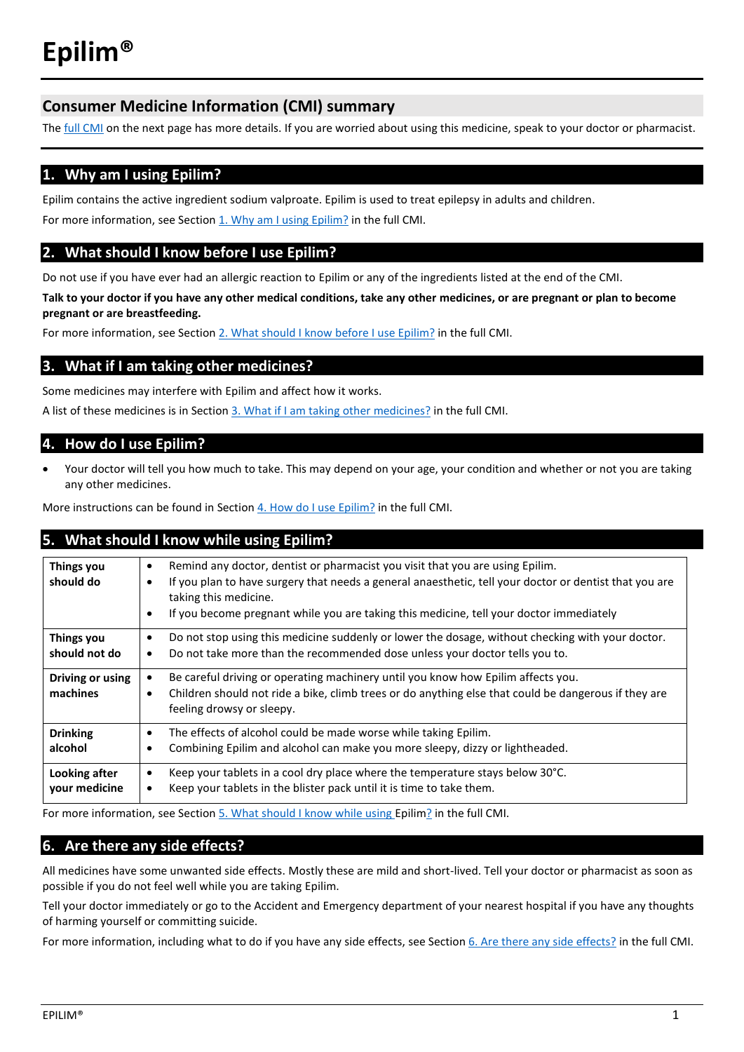# Epilim®

## Consumer Medicine Information (CMI) summary

The full CMI on the next page has more details. If you are worried about using this medicine, speak to your doctor or pharmacist.

## 1. Why am I using Epilim?

Epilim contains the active ingredient sodium valproate. Epilim is used to treat epilepsy in adults and children.

For more information, see Section 1. Why am I using Epilim? in the full CMI.

## 2. What should I know before I use Epilim?

Do not use if you have ever had an allergic reaction to Epilim or any of the ingredients listed at the end of the CMI.

**Talk to your doctor if you have any other medical conditions, take any other medicines, or are pregnant or plan to become pregnant or are breastfeeding.**

For more information, see Section 2. What should I know before I use Epilim? in the full CMI.

## 3. What if I am taking other medicines?

Some medicines may interfere with Epilim and affect how it works.

A list of these medicines is in Section 3. What if I am taking other medicines? in the full CMI.

## 4. How do I use Epilim?

- Your doctor will tell you how much to take. This may depend on your age, your condition and whether or not you are taking any other medicines.

More instructions can be found in Section 4. How do I use Epilim? in the full CMI.

## 5. What should I know while using Epilim?

| | |
|---|---|
| **Things you should do** | • Remind any doctor, dentist or pharmacist you visit that you are using Epilim.<br>• If you plan to have surgery that needs a general anaesthetic, tell your doctor or dentist that you are taking this medicine.<br>• If you become pregnant while you are taking this medicine, tell your doctor immediately |
| **Things you should not do** | • Do not stop using this medicine suddenly or lower the dosage, without checking with your doctor.<br>• Do not take more than the recommended dose unless your doctor tells you to. |
| **Driving or using machines** | • Be careful driving or operating machinery until you know how Epilim affects you.<br>• Children should not ride a bike, climb trees or do anything else that could be dangerous if they are feeling drowsy or sleepy. |
| **Drinking alcohol** | • The effects of alcohol could be made worse while taking Epilim.<br>• Combining Epilim and alcohol can make you more sleepy, dizzy or lightheaded. |
| **Looking after your medicine** | • Keep your tablets in a cool dry place where the temperature stays below 30°C.<br>• Keep your tablets in the blister pack until it is time to take them. |

For more information, see Section 5. What should I know while using Epilim? in the full CMI.

## 6. Are there any side effects?

All medicines have some unwanted side effects. Mostly these are mild and short-lived. Tell your doctor or pharmacist as soon as possible if you do not feel well while you are taking Epilim.

Tell your doctor immediately or go to the Accident and Emergency department of your nearest hospital if you have any thoughts of harming yourself or committing suicide.

For more information, including what to do if you have any side effects, see Section 6. Are there any side effects? in the full CMI.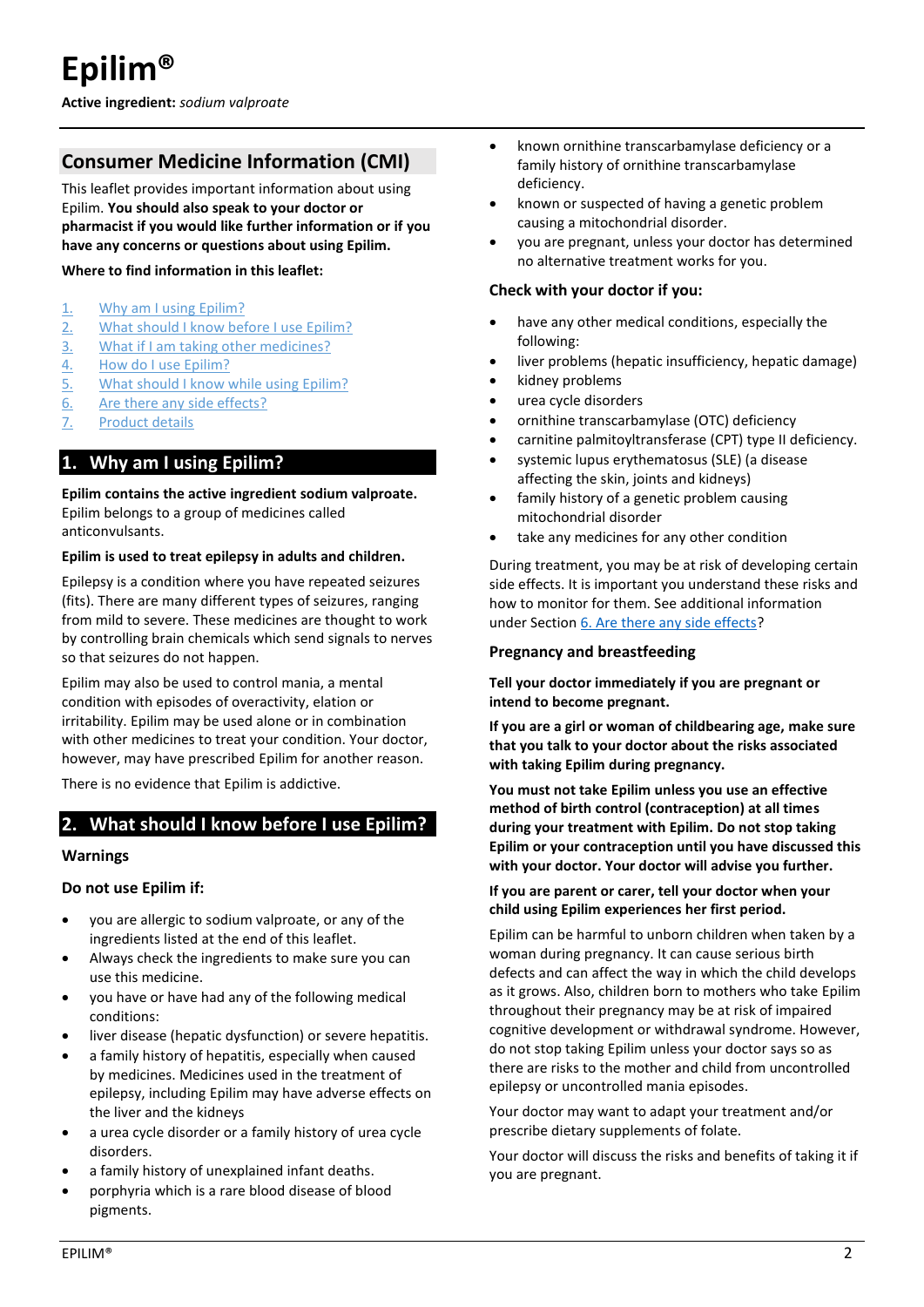# Epilim®

**Active ingredient:** *sodium valproate*

## Consumer Medicine Information (CMI)

This leaflet provides important information about using Epilim. **You should also speak to your doctor or pharmacist if you would like further information or if you have any concerns or questions about using Epilim.**

**Where to find information in this leaflet:**

1. Why am I using Epilim?
2. What should I know before I use Epilim?
3. What if I am taking other medicines?
4. How do I use Epilim?
5. What should I know while using Epilim?
6. Are there any side effects?
7. Product details

## 1. Why am I using Epilim?

**Epilim contains the active ingredient sodium valproate.** Epilim belongs to a group of medicines called anticonvulsants.

**Epilim is used to treat epilepsy in adults and children.**

Epilepsy is a condition where you have repeated seizures (fits). There are many different types of seizures, ranging from mild to severe. These medicines are thought to work by controlling brain chemicals which send signals to nerves so that seizures do not happen.

Epilim may also be used to control mania, a mental condition with episodes of overactivity, elation or irritability. Epilim may be used alone or in combination with other medicines to treat your condition. Your doctor, however, may have prescribed Epilim for another reason.

There is no evidence that Epilim is addictive.

## 2. What should I know before I use Epilim?

### Warnings

### Do not use Epilim if:

- you are allergic to sodium valproate, or any of the ingredients listed at the end of this leaflet.
- Always check the ingredients to make sure you can use this medicine.
- you have or have had any of the following medical conditions:
- liver disease (hepatic dysfunction) or severe hepatitis.
- a family history of hepatitis, especially when caused by medicines. Medicines used in the treatment of epilepsy, including Epilim may have adverse effects on the liver and the kidneys
- a urea cycle disorder or a family history of urea cycle disorders.
- a family history of unexplained infant deaths.
- porphyria which is a rare blood disease of blood pigments.
- known ornithine transcarbamylase deficiency or a family history of ornithine transcarbamylase deficiency.
- known or suspected of having a genetic problem causing a mitochondrial disorder.
- you are pregnant, unless your doctor has determined no alternative treatment works for you.

### Check with your doctor if you:

- have any other medical conditions, especially the following:
- liver problems (hepatic insufficiency, hepatic damage)
- kidney problems
- urea cycle disorders
- ornithine transcarbamylase (OTC) deficiency
- carnitine palmitoyltransferase (CPT) type II deficiency.
- systemic lupus erythematosus (SLE) (a disease affecting the skin, joints and kidneys)
- family history of a genetic problem causing mitochondrial disorder
- take any medicines for any other condition

During treatment, you may be at risk of developing certain side effects. It is important you understand these risks and how to monitor for them. See additional information under Section 6. Are there any side effects?

### Pregnancy and breastfeeding

**Tell your doctor immediately if you are pregnant or intend to become pregnant.**

**If you are a girl or woman of childbearing age, make sure that you talk to your doctor about the risks associated with taking Epilim during pregnancy.**

**You must not take Epilim unless you use an effective method of birth control (contraception) at all times during your treatment with Epilim. Do not stop taking Epilim or your contraception until you have discussed this with your doctor. Your doctor will advise you further.**

**If you are parent or carer, tell your doctor when your child using Epilim experiences her first period.**

Epilim can be harmful to unborn children when taken by a woman during pregnancy. It can cause serious birth defects and can affect the way in which the child develops as it grows. Also, children born to mothers who take Epilim throughout their pregnancy may be at risk of impaired cognitive development or withdrawal syndrome. However, do not stop taking Epilim unless your doctor says so as there are risks to the mother and child from uncontrolled epilepsy or uncontrolled mania episodes.

Your doctor may want to adapt your treatment and/or prescribe dietary supplements of folate.

Your doctor will discuss the risks and benefits of taking it if you are pregnant.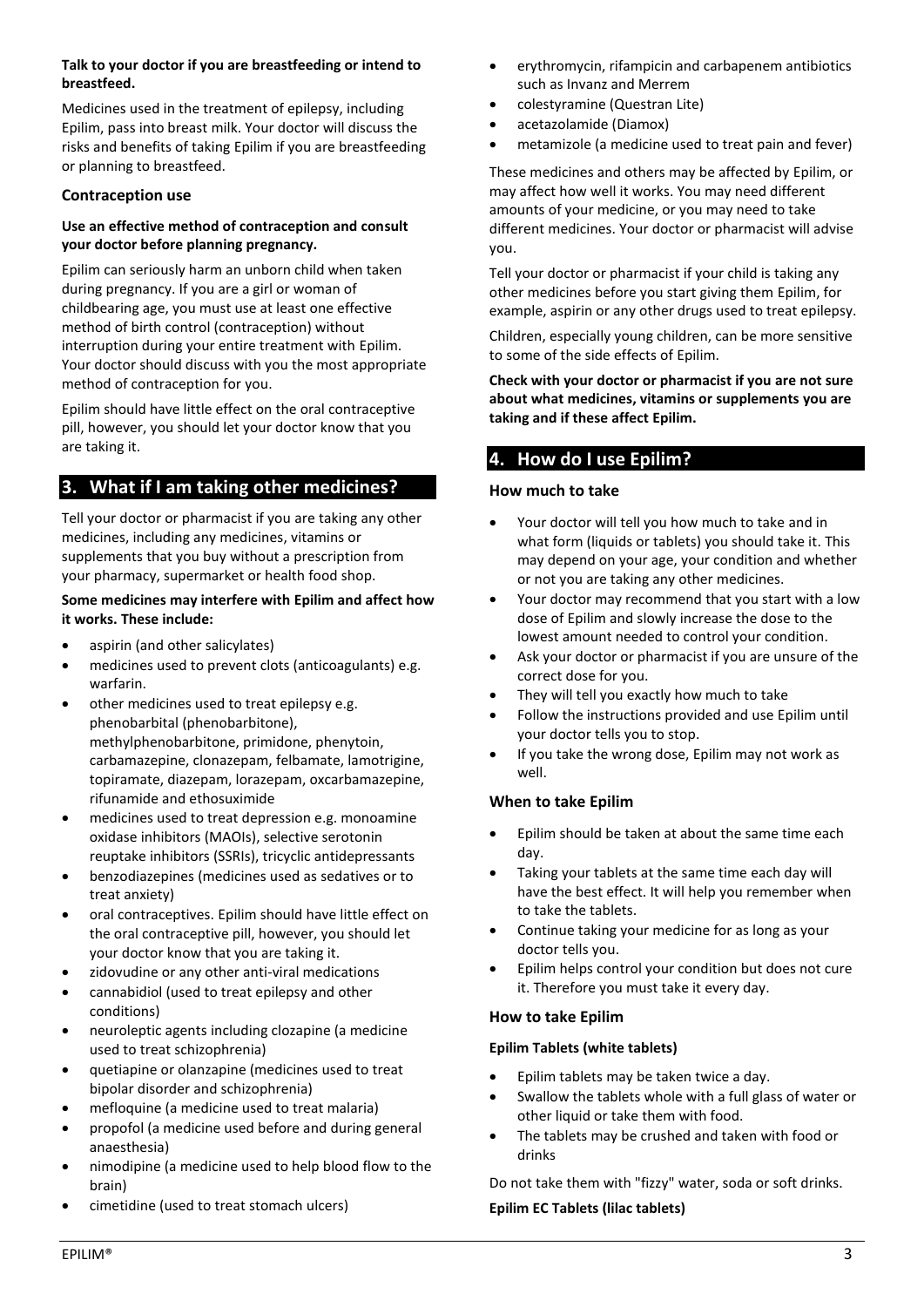**Talk to your doctor if you are breastfeeding or intend to breastfeed.**

Medicines used in the treatment of epilepsy, including Epilim, pass into breast milk. Your doctor will discuss the risks and benefits of taking Epilim if you are breastfeeding or planning to breastfeed.

### Contraception use

**Use an effective method of contraception and consult your doctor before planning pregnancy.**

Epilim can seriously harm an unborn child when taken during pregnancy. If you are a girl or woman of childbearing age, you must use at least one effective method of birth control (contraception) without interruption during your entire treatment with Epilim. Your doctor should discuss with you the most appropriate method of contraception for you.

Epilim should have little effect on the oral contraceptive pill, however, you should let your doctor know that you are taking it.

## 3. What if I am taking other medicines?

Tell your doctor or pharmacist if you are taking any other medicines, including any medicines, vitamins or supplements that you buy without a prescription from your pharmacy, supermarket or health food shop.

**Some medicines may interfere with Epilim and affect how it works. These include:**

- aspirin (and other salicylates)
- medicines used to prevent clots (anticoagulants) e.g. warfarin.
- other medicines used to treat epilepsy e.g. phenobarbital (phenobarbitone), methylphenobarbitone, primidone, phenytoin, carbamazepine, clonazepam, felbamate, lamotrigine, topiramate, diazepam, lorazepam, oxcarbamazepine, rifunamide and ethosuximide
- medicines used to treat depression e.g. monoamine oxidase inhibitors (MAOIs), selective serotonin reuptake inhibitors (SSRIs), tricyclic antidepressants
- benzodiazepines (medicines used as sedatives or to treat anxiety)
- oral contraceptives. Epilim should have little effect on the oral contraceptive pill, however, you should let your doctor know that you are taking it.
- zidovudine or any other anti-viral medications
- cannabidiol (used to treat epilepsy and other conditions)
- neuroleptic agents including clozapine (a medicine used to treat schizophrenia)
- quetiapine or olanzapine (medicines used to treat bipolar disorder and schizophrenia)
- mefloquine (a medicine used to treat malaria)
- propofol (a medicine used before and during general anaesthesia)
- nimodipine (a medicine used to help blood flow to the brain)
- cimetidine (used to treat stomach ulcers)
- erythromycin, rifampicin and carbapenem antibiotics such as Invanz and Merrem
- colestyramine (Questran Lite)
- acetazolamide (Diamox)
- metamizole (a medicine used to treat pain and fever)

These medicines and others may be affected by Epilim, or may affect how well it works. You may need different amounts of your medicine, or you may need to take different medicines. Your doctor or pharmacist will advise you.

Tell your doctor or pharmacist if your child is taking any other medicines before you start giving them Epilim, for example, aspirin or any other drugs used to treat epilepsy.

Children, especially young children, can be more sensitive to some of the side effects of Epilim.

**Check with your doctor or pharmacist if you are not sure about what medicines, vitamins or supplements you are taking and if these affect Epilim.**

## 4. How do I use Epilim?

### How much to take

- Your doctor will tell you how much to take and in what form (liquids or tablets) you should take it. This may depend on your age, your condition and whether or not you are taking any other medicines.
- Your doctor may recommend that you start with a low dose of Epilim and slowly increase the dose to the lowest amount needed to control your condition.
- Ask your doctor or pharmacist if you are unsure of the correct dose for you.
- They will tell you exactly how much to take
- Follow the instructions provided and use Epilim until your doctor tells you to stop.
- If you take the wrong dose, Epilim may not work as well.

### When to take Epilim

- Epilim should be taken at about the same time each day.
- Taking your tablets at the same time each day will have the best effect. It will help you remember when to take the tablets.
- Continue taking your medicine for as long as your doctor tells you.
- Epilim helps control your condition but does not cure it. Therefore you must take it every day.

### How to take Epilim

**Epilim Tablets (white tablets)**

- Epilim tablets may be taken twice a day.
- Swallow the tablets whole with a full glass of water or other liquid or take them with food.
- The tablets may be crushed and taken with food or drinks

Do not take them with "fizzy" water, soda or soft drinks.

**Epilim EC Tablets (lilac tablets)**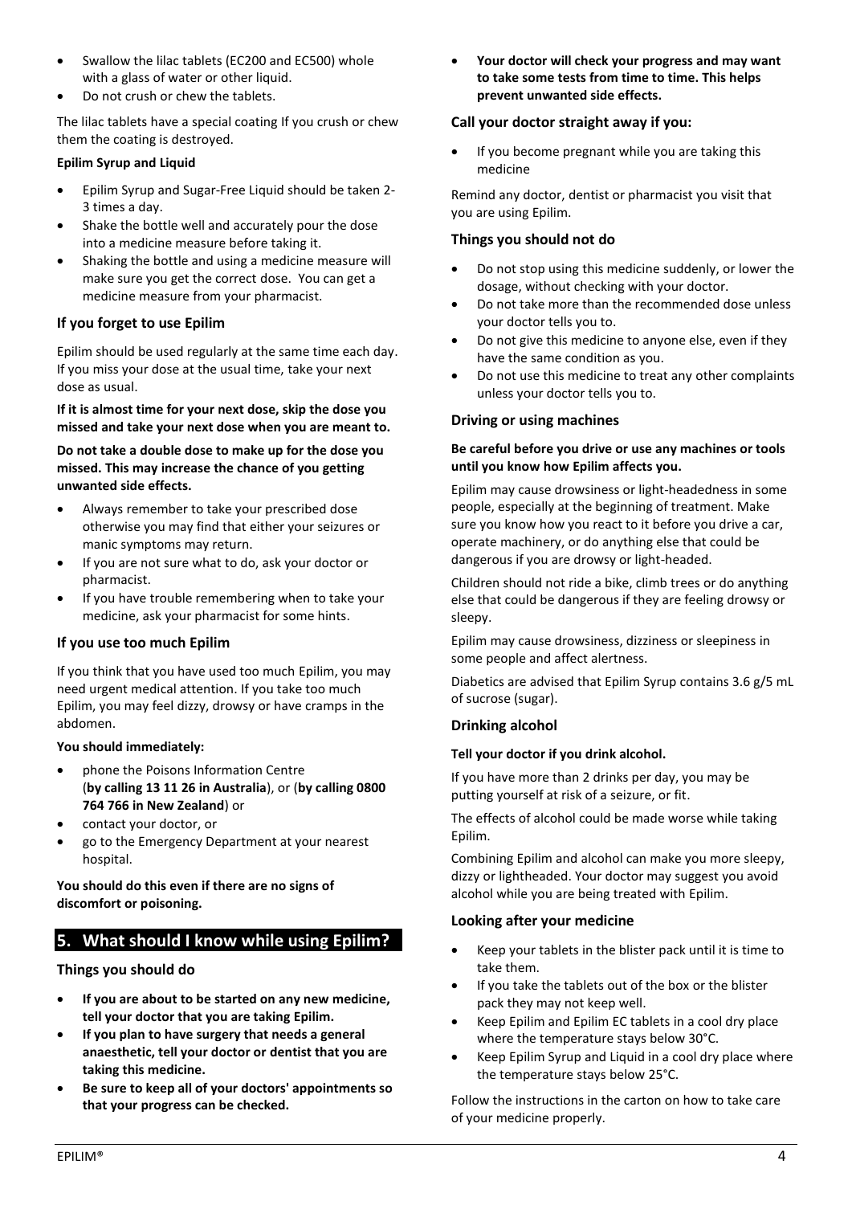- Swallow the lilac tablets (EC200 and EC500) whole with a glass of water or other liquid.
- Do not crush or chew the tablets.

The lilac tablets have a special coating If you crush or chew them the coating is destroyed.

**Epilim Syrup and Liquid**

- Epilim Syrup and Sugar-Free Liquid should be taken 2-3 times a day.
- Shake the bottle well and accurately pour the dose into a medicine measure before taking it.
- Shaking the bottle and using a medicine measure will make sure you get the correct dose. You can get a medicine measure from your pharmacist.

### If you forget to use Epilim

Epilim should be used regularly at the same time each day. If you miss your dose at the usual time, take your next dose as usual.

**If it is almost time for your next dose, skip the dose you missed and take your next dose when you are meant to.**

**Do not take a double dose to make up for the dose you missed. This may increase the chance of you getting unwanted side effects.**

- Always remember to take your prescribed dose otherwise you may find that either your seizures or manic symptoms may return.
- If you are not sure what to do, ask your doctor or pharmacist.
- If you have trouble remembering when to take your medicine, ask your pharmacist for some hints.

### If you use too much Epilim

If you think that you have used too much Epilim, you may need urgent medical attention. If you take too much Epilim, you may feel dizzy, drowsy or have cramps in the abdomen.

**You should immediately:**

- phone the Poisons Information Centre (**by calling 13 11 26 in Australia**), or (**by calling 0800 764 766 in New Zealand**) or
- contact your doctor, or
- go to the Emergency Department at your nearest hospital.

**You should do this even if there are no signs of discomfort or poisoning.**

## 5. What should I know while using Epilim?

### Things you should do

- **If you are about to be started on any new medicine, tell your doctor that you are taking Epilim.**
- **If you plan to have surgery that needs a general anaesthetic, tell your doctor or dentist that you are taking this medicine.**
- **Be sure to keep all of your doctors' appointments so that your progress can be checked.**
- **Your doctor will check your progress and may want to take some tests from time to time. This helps prevent unwanted side effects.**

### Call your doctor straight away if you:

- If you become pregnant while you are taking this medicine

Remind any doctor, dentist or pharmacist you visit that you are using Epilim.

### Things you should not do

- Do not stop using this medicine suddenly, or lower the dosage, without checking with your doctor.
- Do not take more than the recommended dose unless your doctor tells you to.
- Do not give this medicine to anyone else, even if they have the same condition as you.
- Do not use this medicine to treat any other complaints unless your doctor tells you to.

### Driving or using machines

**Be careful before you drive or use any machines or tools until you know how Epilim affects you.**

Epilim may cause drowsiness or light-headedness in some people, especially at the beginning of treatment. Make sure you know how you react to it before you drive a car, operate machinery, or do anything else that could be dangerous if you are drowsy or light-headed.

Children should not ride a bike, climb trees or do anything else that could be dangerous if they are feeling drowsy or sleepy.

Epilim may cause drowsiness, dizziness or sleepiness in some people and affect alertness.

Diabetics are advised that Epilim Syrup contains 3.6 g/5 mL of sucrose (sugar).

### Drinking alcohol

**Tell your doctor if you drink alcohol.**

If you have more than 2 drinks per day, you may be putting yourself at risk of a seizure, or fit.

The effects of alcohol could be made worse while taking Epilim.

Combining Epilim and alcohol can make you more sleepy, dizzy or lightheaded. Your doctor may suggest you avoid alcohol while you are being treated with Epilim.

### Looking after your medicine

- Keep your tablets in the blister pack until it is time to take them.
- If you take the tablets out of the box or the blister pack they may not keep well.
- Keep Epilim and Epilim EC tablets in a cool dry place where the temperature stays below 30°C.
- Keep Epilim Syrup and Liquid in a cool dry place where the temperature stays below 25°C.

Follow the instructions in the carton on how to take care of your medicine properly.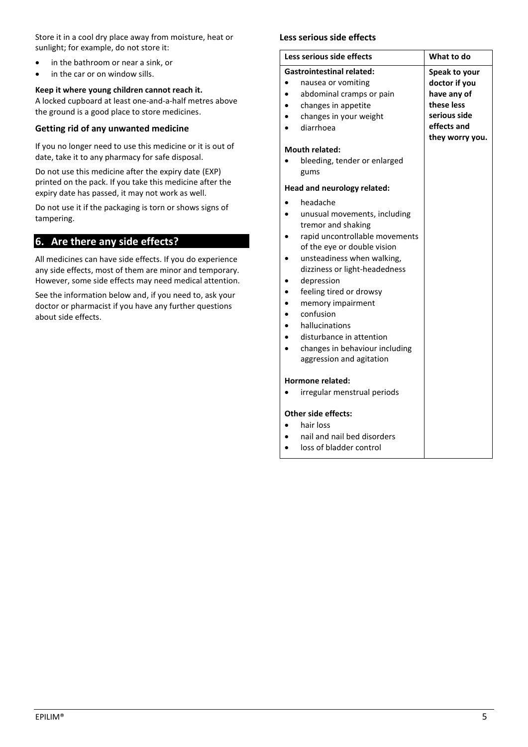Store it in a cool dry place away from moisture, heat or sunlight; for example, do not store it:

- in the bathroom or near a sink, or
- in the car or on window sills.

**Keep it where young children cannot reach it.**
A locked cupboard at least one-and-a-half metres above the ground is a good place to store medicines.

### Getting rid of any unwanted medicine

If you no longer need to use this medicine or it is out of date, take it to any pharmacy for safe disposal.

Do not use this medicine after the expiry date (EXP) printed on the pack. If you take this medicine after the expiry date has passed, it may not work as well.

Do not use it if the packaging is torn or shows signs of tampering.

## 6. Are there any side effects?

All medicines can have side effects. If you do experience any side effects, most of them are minor and temporary. However, some side effects may need medical attention.

See the information below and, if you need to, ask your doctor or pharmacist if you have any further questions about side effects.

**Less serious side effects**

| Less serious side effects | What to do |
|---|---|
| **Gastrointestinal related:**<br>• nausea or vomiting<br>• abdominal cramps or pain<br>• changes in appetite<br>• changes in your weight<br>• diarrhoea<br><br>**Mouth related:**<br>• bleeding, tender or enlarged gums<br><br>**Head and neurology related:**<br>• headache<br>• unusual movements, including tremor and shaking<br>• rapid uncontrollable movements of the eye or double vision<br>• unsteadiness when walking, dizziness or light-headedness<br>• depression<br>• feeling tired or drowsy<br>• memory impairment<br>• confusion<br>• hallucinations<br>• disturbance in attention<br>• changes in behaviour including aggression and agitation<br><br>**Hormone related:**<br>• irregular menstrual periods<br><br>**Other side effects:**<br>• hair loss<br>• nail and nail bed disorders<br>• loss of bladder control | **Speak to your doctor if you have any of these less serious side effects and they worry you.** |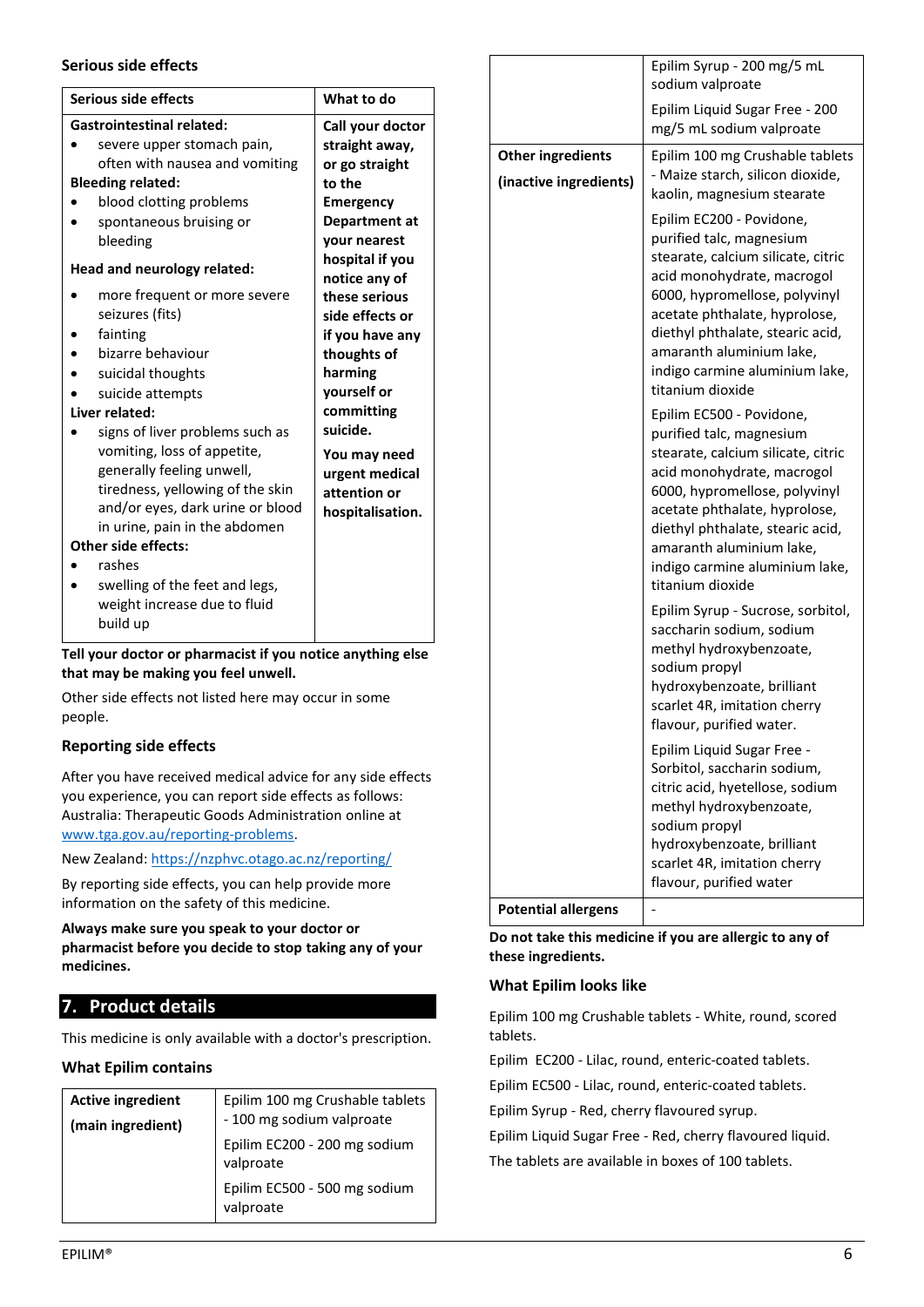### Serious side effects

| Serious side effects | What to do |
|---|---|
| **Gastrointestinal related:**<br>• severe upper stomach pain, often with nausea and vomiting<br>**Bleeding related:**<br>• blood clotting problems<br>• spontaneous bruising or bleeding<br>**Head and neurology related:**<br>• more frequent or more severe seizures (fits)<br>• fainting<br>• bizarre behaviour<br>• suicidal thoughts<br>• suicide attempts<br>**Liver related:**<br>• signs of liver problems such as vomiting, loss of appetite, generally feeling unwell, tiredness, yellowing of the skin and/or eyes, dark urine or blood in urine, pain in the abdomen<br>**Other side effects:**<br>• rashes<br>• swelling of the feet and legs, weight increase due to fluid build up | **Call your doctor straight away, or go straight to the Emergency Department at your nearest hospital if you notice any of these serious side effects or if you have any thoughts of harming yourself or committing suicide.**<br>**You may need urgent medical attention or hospitalisation.** |

**Tell your doctor or pharmacist if you notice anything else that may be making you feel unwell.**

Other side effects not listed here may occur in some people.

### Reporting side effects

After you have received medical advice for any side effects you experience, you can report side effects as follows: Australia: Therapeutic Goods Administration online at www.tga.gov.au/reporting-problems.

New Zealand: https://nzphvc.otago.ac.nz/reporting/

By reporting side effects, you can help provide more information on the safety of this medicine.

**Always make sure you speak to your doctor or pharmacist before you decide to stop taking any of your medicines.**

## 7. Product details

This medicine is only available with a doctor's prescription.

### What Epilim contains

| | |
|---|---|
| **Active ingredient (main ingredient)** | Epilim 100 mg Crushable tablets - 100 mg sodium valproate<br>Epilim EC200 - 200 mg sodium valproate<br>Epilim EC500 - 500 mg sodium valproate<br>Epilim Syrup - 200 mg/5 mL sodium valproate<br>Epilim Liquid Sugar Free - 200 mg/5 mL sodium valproate |
| **Other ingredients (inactive ingredients)** | Epilim 100 mg Crushable tablets - Maize starch, silicon dioxide, kaolin, magnesium stearate<br>Epilim EC200 - Povidone, purified talc, magnesium stearate, calcium silicate, citric acid monohydrate, macrogol 6000, hypromellose, polyvinyl acetate phthalate, hyprolose, diethyl phthalate, stearic acid, amaranth aluminium lake, indigo carmine aluminium lake, titanium dioxide<br>Epilim EC500 - Povidone, purified talc, magnesium stearate, calcium silicate, citric acid monohydrate, macrogol 6000, hypromellose, polyvinyl acetate phthalate, hyprolose, diethyl phthalate, stearic acid, amaranth aluminium lake, indigo carmine aluminium lake, titanium dioxide<br>Epilim Syrup - Sucrose, sorbitol, saccharin sodium, sodium methyl hydroxybenzoate, sodium propyl hydroxybenzoate, brilliant scarlet 4R, imitation cherry flavour, purified water.<br>Epilim Liquid Sugar Free - Sorbitol, saccharin sodium, citric acid, hyetellose, sodium methyl hydroxybenzoate, sodium propyl hydroxybenzoate, brilliant scarlet 4R, imitation cherry flavour, purified water |
| **Potential allergens** | - |

**Do not take this medicine if you are allergic to any of these ingredients.**

### What Epilim looks like

Epilim 100 mg Crushable tablets - White, round, scored tablets.

Epilim EC200 - Lilac, round, enteric-coated tablets.

Epilim EC500 - Lilac, round, enteric-coated tablets.

Epilim Syrup - Red, cherry flavoured syrup.

Epilim Liquid Sugar Free - Red, cherry flavoured liquid.

The tablets are available in boxes of 100 tablets.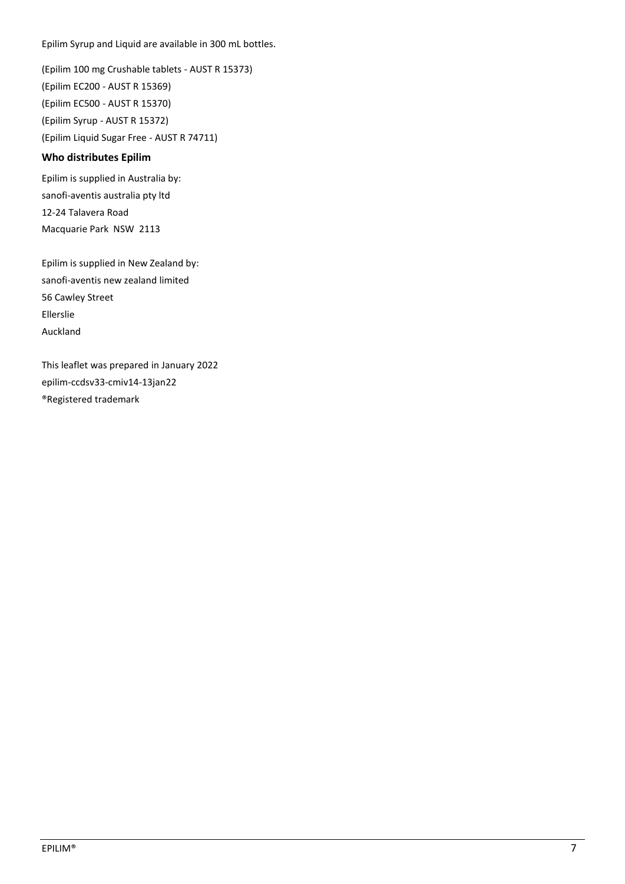Epilim Syrup and Liquid are available in 300 mL bottles.

(Epilim 100 mg Crushable tablets - AUST R 15373)

(Epilim EC200 - AUST R 15369)

(Epilim EC500 - AUST R 15370)

(Epilim Syrup - AUST R 15372)

(Epilim Liquid Sugar Free - AUST R 74711)

### Who distributes Epilim

Epilim is supplied in Australia by:
sanofi-aventis australia pty ltd
12-24 Talavera Road
Macquarie Park NSW 2113

Epilim is supplied in New Zealand by:
sanofi-aventis new zealand limited
56 Cawley Street
Ellerslie
Auckland

This leaflet was prepared in January 2022
epilim-ccdsv33-cmiv14-13jan22
®Registered trademark